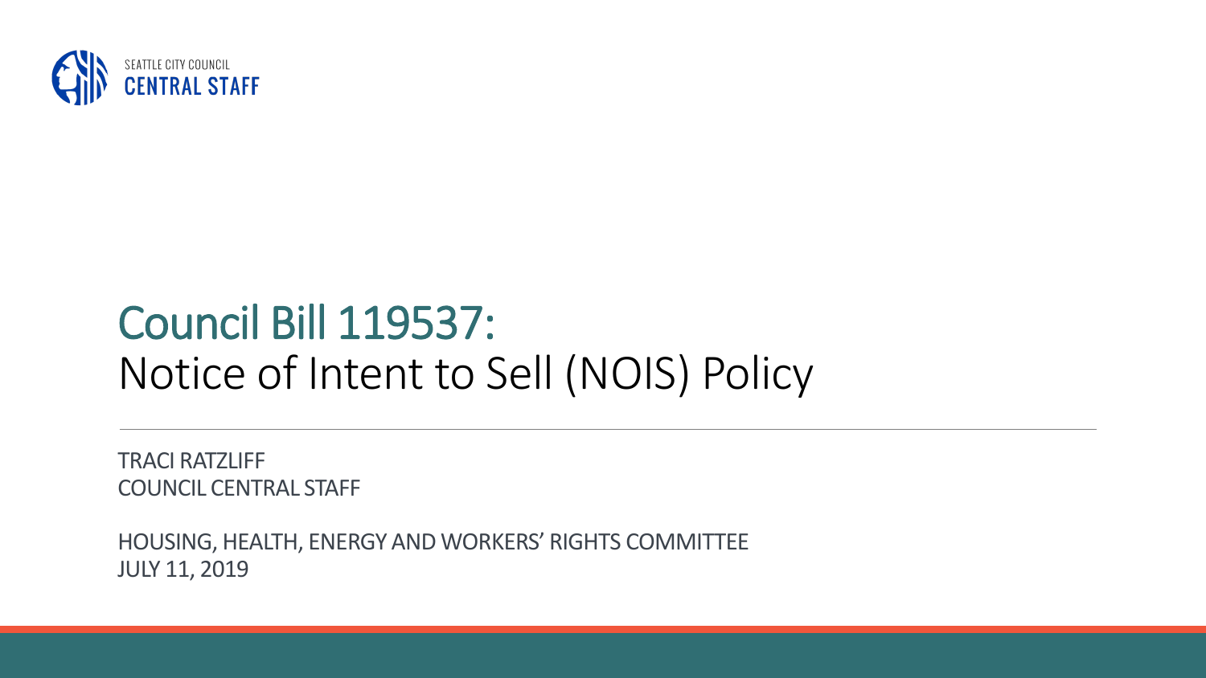SEATTLE CITY COUNCIL
**CENTRAL STAFF**

# Council Bill 119537:
## Notice of Intent to Sell (NOIS) Policy

TRACI RATZLIFF
COUNCIL CENTRAL STAFF

HOUSING, HEALTH, ENERGY AND WORKERS' RIGHTS COMMITTEE
JULY 11, 2019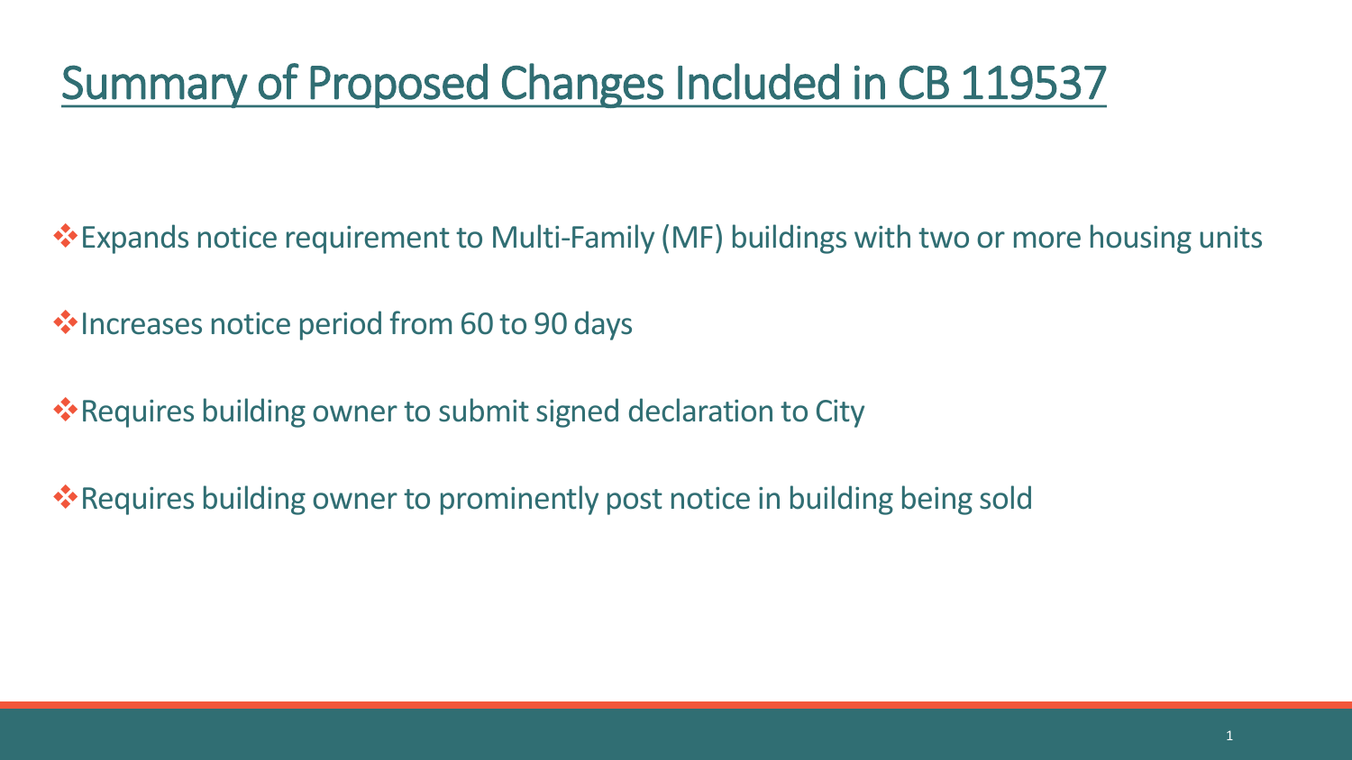# Summary of Proposed Changes Included in CB 119537

- Expands notice requirement to Multi-Family (MF) buildings with two or more housing units
- Increases notice period from 60 to 90 days
- Requires building owner to submit signed declaration to City
- Requires building owner to prominently post notice in building being sold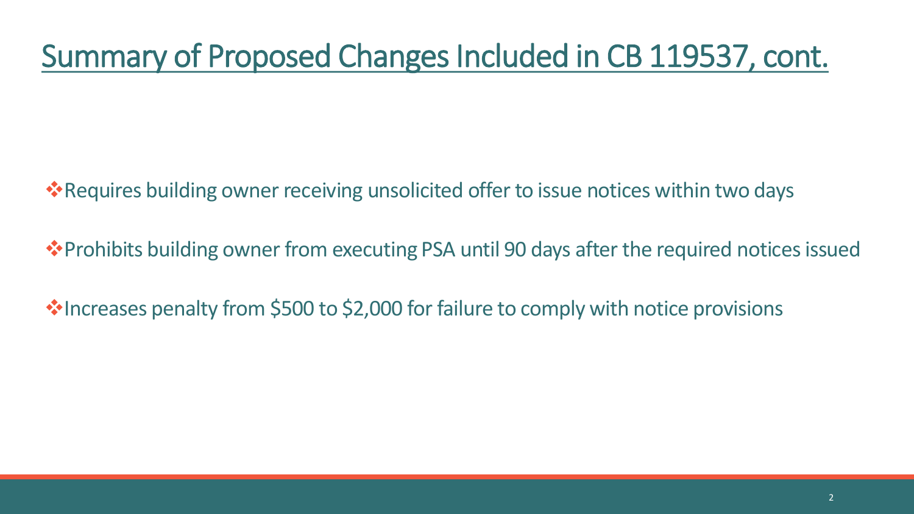# Summary of Proposed Changes Included in CB 119537, cont.

- Requires building owner receiving unsolicited offer to issue notices within two days
- Prohibits building owner from executing PSA until 90 days after the required notices issued
- Increases penalty from $500 to $2,000 for failure to comply with notice provisions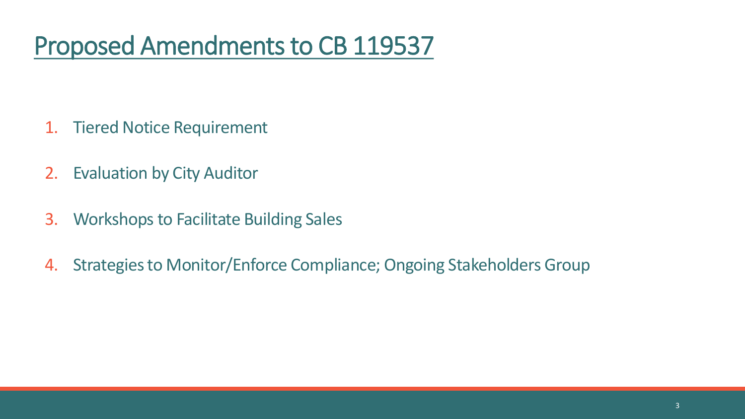# Proposed Amendments to CB 119537

1. Tiered Notice Requirement
2. Evaluation by City Auditor
3. Workshops to Facilitate Building Sales
4. Strategies to Monitor/Enforce Compliance; Ongoing Stakeholders Group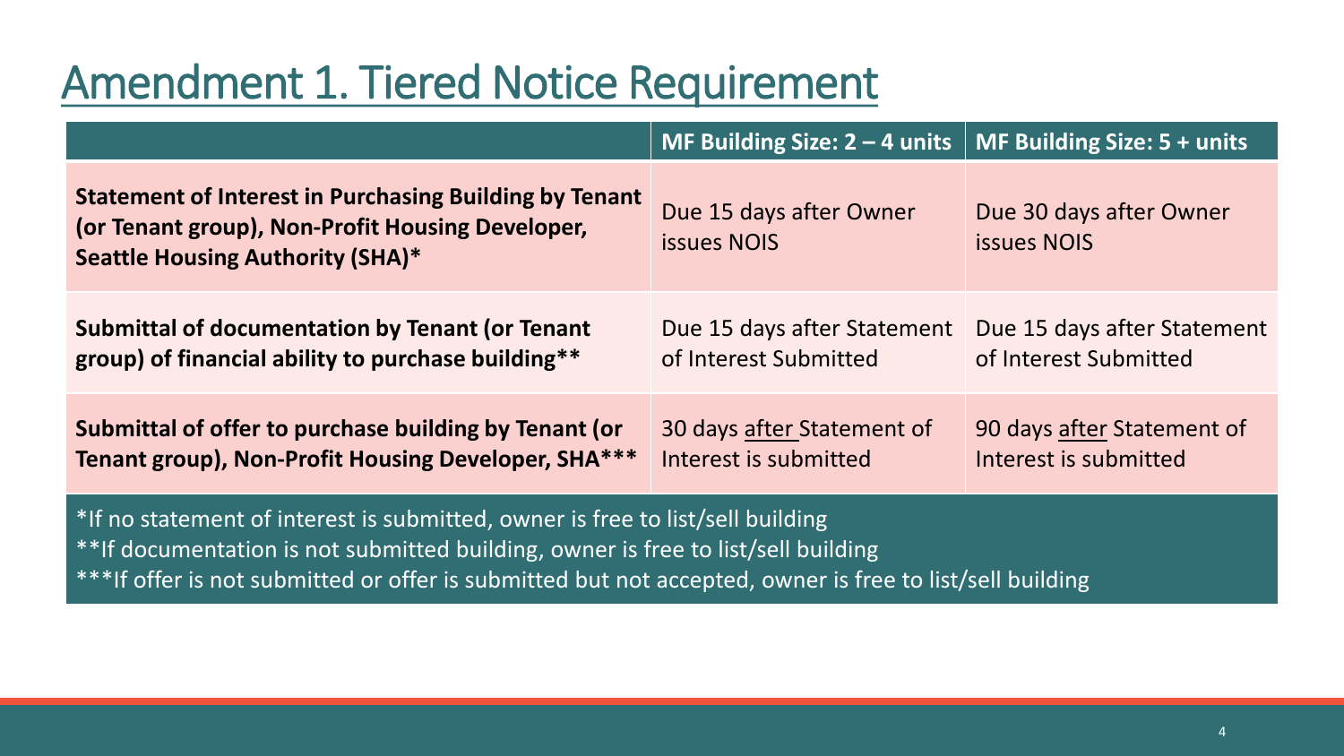# Amendment 1. Tiered Notice Requirement

| | MF Building Size: 2 – 4 units | MF Building Size: 5 + units |
|---|---|---|
| **Statement of Interest in Purchasing Building by Tenant (or Tenant group), Non-Profit Housing Developer, Seattle Housing Authority (SHA)*** | Due 15 days after Owner issues NOIS | Due 30 days after Owner issues NOIS |
| **Submittal of documentation by Tenant (or Tenant group) of financial ability to purchase building**** | Due 15 days after Statement of Interest Submitted | Due 15 days after Statement of Interest Submitted |
| **Submittal of offer to purchase building by Tenant (or Tenant group), Non-Profit Housing Developer, SHA***** | 30 days after Statement of Interest is submitted | 90 days after Statement of Interest is submitted |

*If no statement of interest is submitted, owner is free to list/sell building

**If documentation is not submitted building, owner is free to list/sell building

***If offer is not submitted or offer is submitted but not accepted, owner is free to list/sell building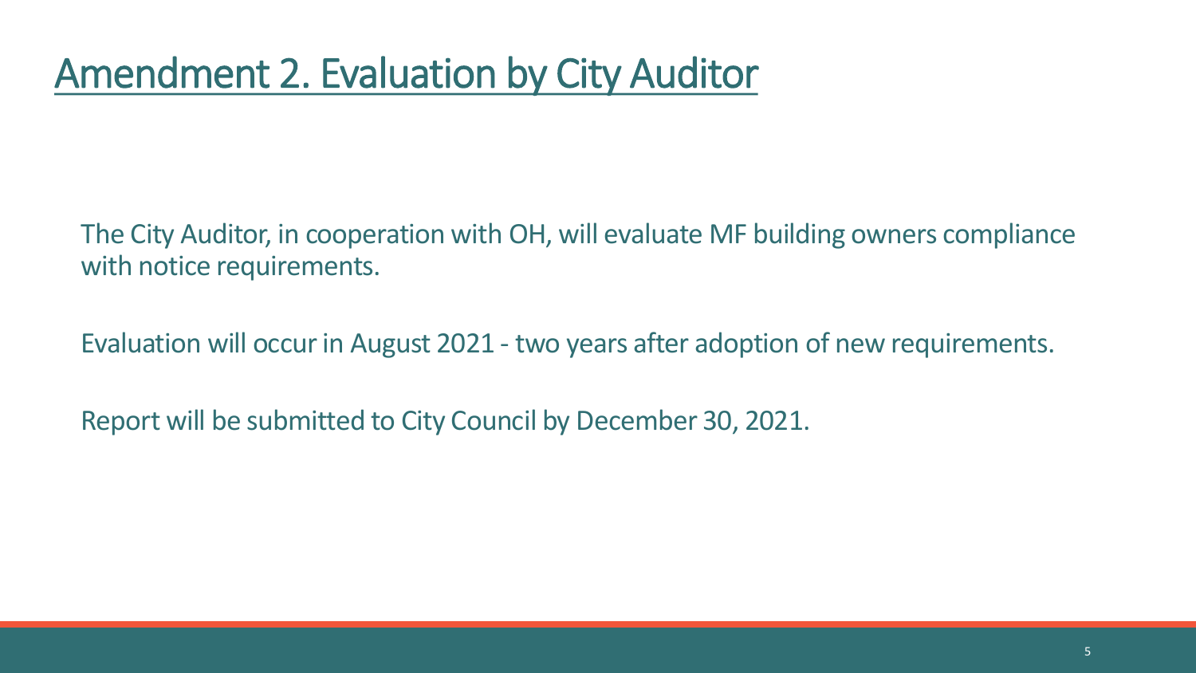# Amendment 2. Evaluation by City Auditor

The City Auditor, in cooperation with OH, will evaluate MF building owners compliance with notice requirements.

Evaluation will occur in August 2021 - two years after adoption of new requirements.

Report will be submitted to City Council by December 30, 2021.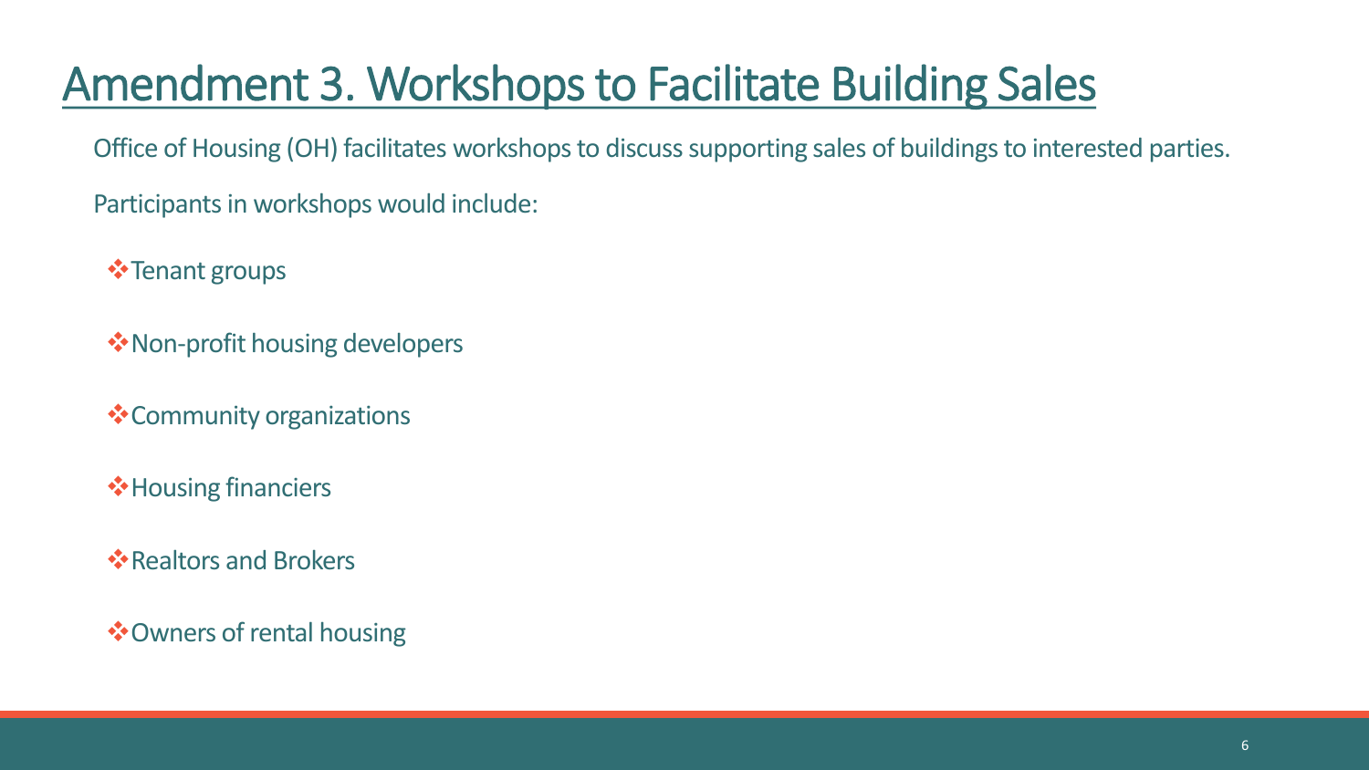# Amendment 3. Workshops to Facilitate Building Sales

Office of Housing (OH) facilitates workshops to discuss supporting sales of buildings to interested parties.

Participants in workshops would include:

- Tenant groups
- Non-profit housing developers
- Community organizations
- Housing financiers
- Realtors and Brokers
- Owners of rental housing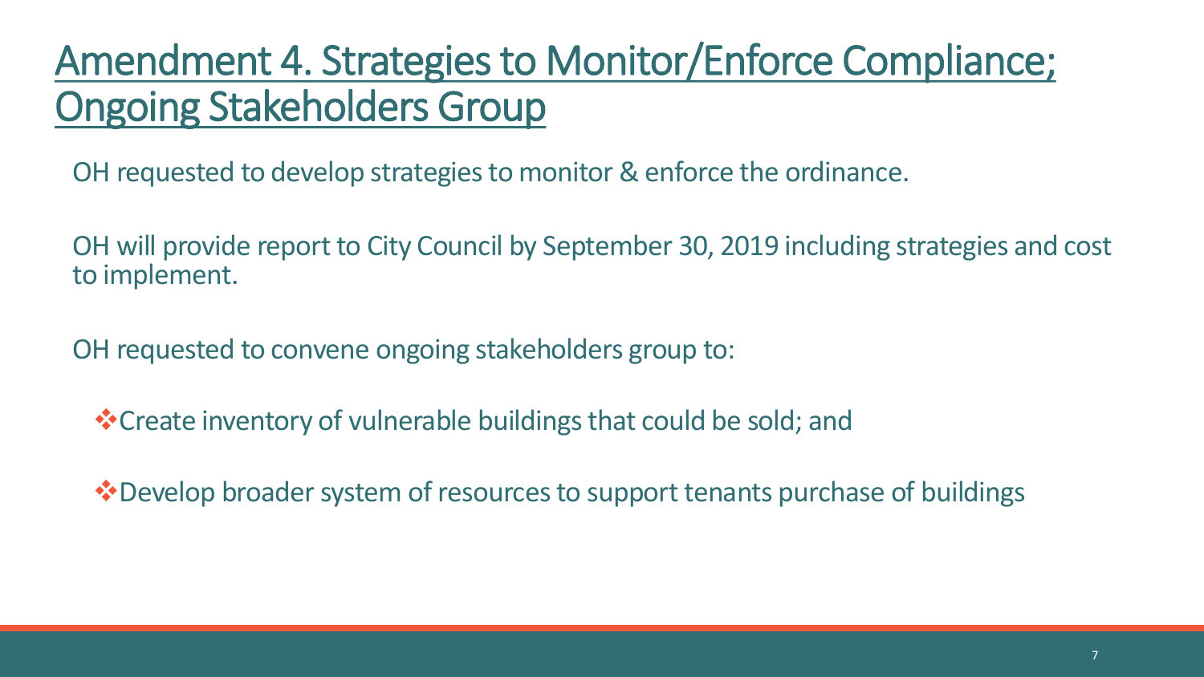# Amendment 4. Strategies to Monitor/Enforce Compliance; Ongoing Stakeholders Group

OH requested to develop strategies to monitor & enforce the ordinance.

OH will provide report to City Council by September 30, 2019 including strategies and cost to implement.

OH requested to convene ongoing stakeholders group to:

- Create inventory of vulnerable buildings that could be sold; and
- Develop broader system of resources to support tenants purchase of buildings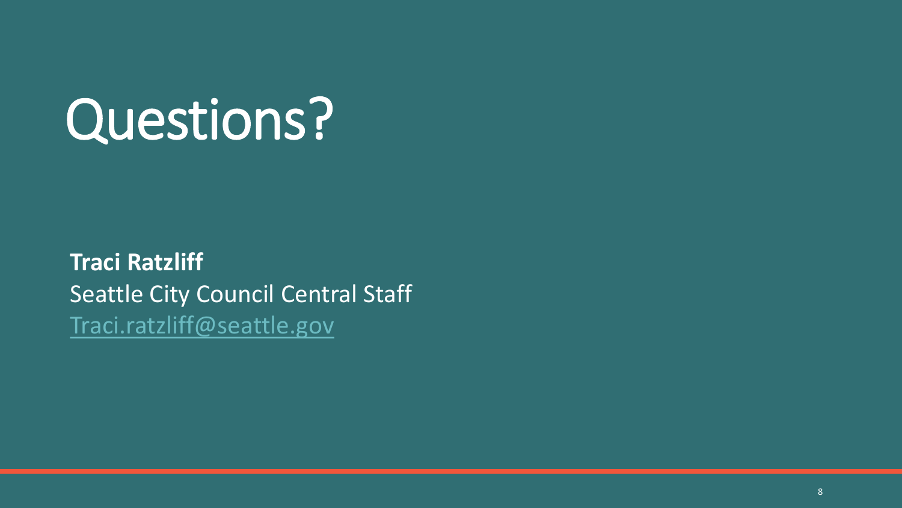# Questions?

**Traci Ratzliff**
Seattle City Council Central Staff
Traci.ratzliff@seattle.gov